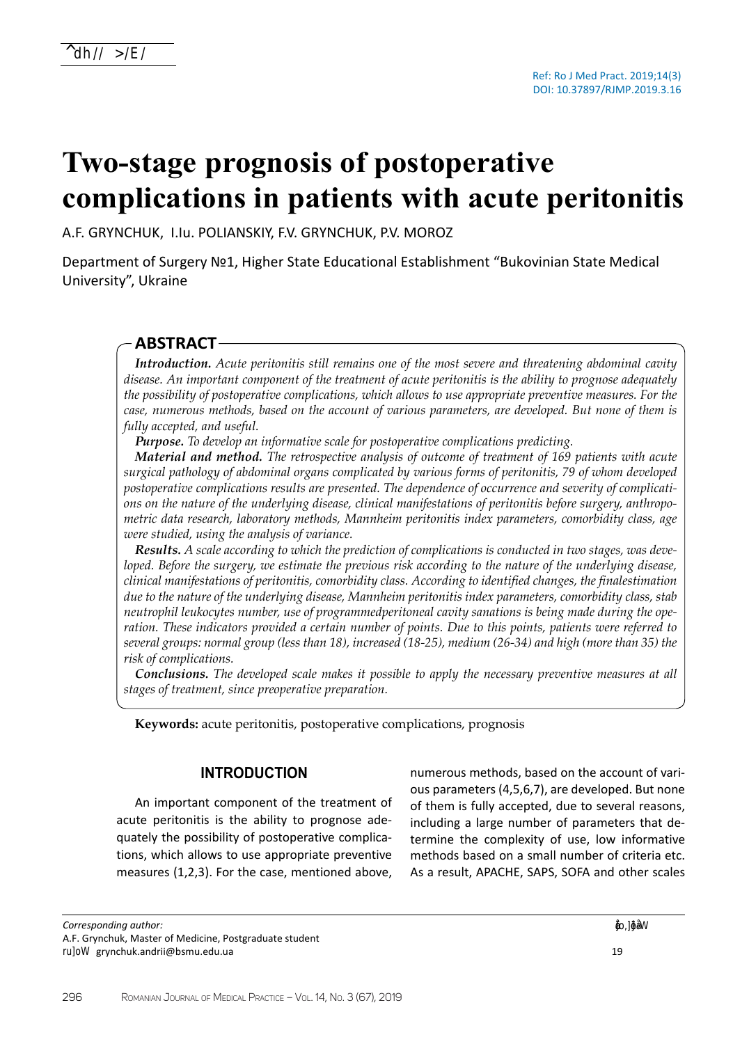# Two-stage prognosis of postoperative complications in patients with acute peritonitis

A.F. GRYNCHUK, I.Iu. POLIANSKIY, F.V. GRYNCHUK, P.V. MOROZ

Department of Surgery №1, Higher State Educational Establishment "Bukovinian State Medical University", Ukraine

Ref: Ro J Med Pract. 2019;14(3)
DOI: 10.37897/RJMP.2019.3.16

## ABSTRACT

***Introduction.*** *Acute peritonitis still remains one of the most severe and threatening abdominal cavity disease. An important component of the treatment of acute peritonitis is the ability to prognose adequately the possibility of postoperative complications, which allows to use appropriate preventive measures. For the case, numerous methods, based on the account of various parameters, are developed. But none of them is fully accepted, and useful.*

***Purpose.*** *To develop an informative scale for postoperative complications predicting.*

***Material and method.*** *The retrospective analysis of outcome of treatment of 169 patients with acute surgical pathology of abdominal organs complicated by various forms of peritonitis, 79 of whom developed postoperative complications results are presented. The dependence of occurrence and severity of complications on the nature of the underlying disease, clinical manifestations of peritonitis before surgery, anthropometric data research, laboratory methods, Mannheim peritonitis index parameters, comorbidity class, age were studied, using the analysis of variance.*

***Results.*** *A scale according to which the prediction of complications is conducted in two stages, was developed. Before the surgery, we estimate the previous risk according to the nature of the underlying disease, clinical manifestations of peritonitis, comorbidity class. According to identified changes, the finalestimation due to the nature of the underlying disease, Mannheim peritonitis index parameters, comorbidity class, stab neutrophil leukocytes number, use of programmedperitoneal cavity sanations is being made during the operation. These indicators provided a certain number of points. Due to this points, patients were referred to several groups: normal group (less than 18), increased (18-25), medium (26-34) and high (more than 35) the risk of complications.*

***Conclusions.*** *The developed scale makes it possible to apply the necessary preventive measures at all stages of treatment, since preoperative preparation.*

**Keywords:** acute peritonitis, postoperative complications, prognosis

## INTRODUCTION

An important component of the treatment of acute peritonitis is the ability to prognose adequately the possibility of postoperative complications, which allows to use appropriate preventive measures (1,2,3). For the case, mentioned above, numerous methods, based on the account of various parameters (4,5,6,7), are developed. But none of them is fully accepted, due to several reasons, including a large number of parameters that determine the complexity of use, low informative methods based on a small number of criteria etc. As a result, APACHE, SAPS, SOFA and other scales

*Corresponding author:*
A.F. Grynchuk, Master of Medicine, Postgraduate student
E-mail: grynchuk.andrii@bsmu.edu.ua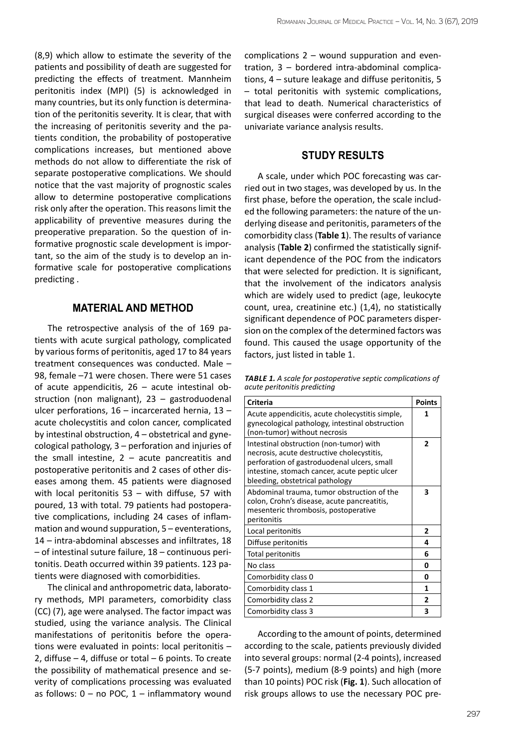(8,9) which allow to estimate the severity of the patients and possibility of death are suggested for predicting the effects of treatment. Mannheim peritonitis index (MPI) (5) is acknowledged in many countries, but its only function is determination of the peritonitis severity. It is clear, that with the increasing of peritonitis severity and the patients condition, the probability of postoperative complications increases, but mentioned above methods do not allow to differentiate the risk of separate postoperative complications. We should notice that the vast majority of prognostic scales allow to determine postoperative complications risk only after the operation. This reasons limit the applicability of preventive measures during the preoperative preparation. So the question of informative prognostic scale development is important, so the aim of the study is to develop an informative scale for postoperative complications predicting .

## MATERIAL AND METHOD

The retrospective analysis of the of 169 patients with acute surgical pathology, complicated by various forms of peritonitis, aged 17 to 84 years treatment consequences was conducted. Male – 98, female –71 were chosen. There were 51 cases of acute appendicitis, 26 – acute intestinal obstruction (non malignant), 23 – gastroduodenal ulcer perforations, 16 – incarcerated hernia, 13 – acute cholecystitis and colon cancer, complicated by intestinal obstruction, 4 – obstetrical and gynecological pathology, 3 – perforation and injuries of the small intestine, 2 – acute pancreatitis and postoperative peritonitis and 2 cases of other diseases among them. 45 patients were diagnosed with local peritonitis 53 – with diffuse, 57 with poured, 13 with total. 79 patients had postoperative complications, including 24 cases of inflammation and wound suppuration, 5 – eventerations, 14 – intra-abdominal abscesses and infiltrates, 18 – of intestinal suture failure, 18 – continuous peritonitis. Death occurred within 39 patients. 123 patients were diagnosed with comorbidities.

The clinical and anthropometric data, laboratory methods, MPI parameters, comorbidity class (CC) (7), age were analysed. The factor impact was studied, using the variance analysis. The Clinical manifestations of peritonitis before the operations were evaluated in points: local peritonitis – 2, diffuse – 4, diffuse or total – 6 points. To create the possibility of mathematical presence and severity of complications processing was evaluated as follows: 0 – no POC, 1 – inflammatory wound complications 2 – wound suppuration and eventration, 3 – bordered intra-abdominal complications, 4 – suture leakage and diffuse peritonitis, 5 – total peritonitis with systemic complications, that lead to death. Numerical characteristics of surgical diseases were conferred according to the univariate variance analysis results.

## STUDY RESULTS

A scale, under which POC forecasting was carried out in two stages, was developed by us. In the first phase, before the operation, the scale included the following parameters: the nature of the underlying disease and peritonitis, parameters of the comorbidity class (**Table 1**). The results of variance analysis (**Table 2**) confirmed the statistically significant dependence of the POC from the indicators that were selected for prediction. It is significant, that the involvement of the indicators analysis which are widely used to predict (age, leukocyte count, urea, creatinine etc.) (1,4), no statistically significant dependence of POC parameters dispersion on the complex of the determined factors was found. This caused the usage opportunity of the factors, just listed in table 1.

***TABLE 1.*** *A scale for postoperative septic complications of acute peritonitis predicting*

| Criteria | Points |
|---|---|
| Acute appendicitis, acute cholecystitis simple, gynecological pathology, intestinal obstruction (non-tumor) without necrosis | **1** |
| Intestinal obstruction (non-tumor) with necrosis, acute destructive cholecystitis, perforation of gastroduodenal ulcers, small intestine, stomach cancer, acute peptic ulcer bleeding, obstetrical pathology | **2** |
| Abdominal trauma, tumor obstruction of the colon, Crohn's disease, acute pancreatitis, mesenteric thrombosis, postoperative peritonitis | **3** |
| Local peritonitis | **2** |
| Diffuse peritonitis | **4** |
| Total peritonitis | **6** |
| No class | **0** |
| Comorbidity class 0 | **0** |
| Comorbidity class 1 | **1** |
| Comorbidity class 2 | **2** |
| Comorbidity class 3 | **3** |

According to the amount of points, determined according to the scale, patients previously divided into several groups: normal (2-4 points), increased (5-7 points), medium (8-9 points) and high (more than 10 points) POC risk (**Fig. 1**). Such allocation of risk groups allows to use the necessary POC pre-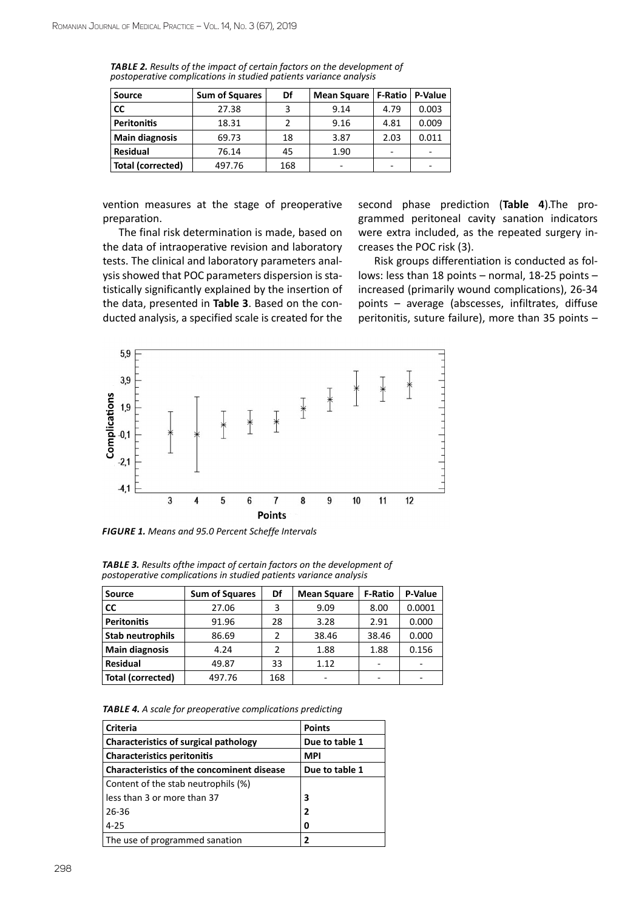*TABLE 2. Results of the impact of certain factors on the development of postoperative complications in studied patients variance analysis*

| Source | Sum of Squares | Df | Mean Square | F-Ratio | P-Value |
|---|---|---|---|---|---|
| CC | 27.38 | 3 | 9.14 | 4.79 | 0.003 |
| Peritonitis | 18.31 | 2 | 9.16 | 4.81 | 0.009 |
| Main diagnosis | 69.73 | 18 | 3.87 | 2.03 | 0.011 |
| Residual | 76.14 | 45 | 1.90 | - | - |
| Total (corrected) | 497.76 | 168 | - | - | - |

vention measures at the stage of preoperative preparation.

The final risk determination is made, based on the data of intraoperative revision and laboratory tests. The clinical and laboratory parameters analysis showed that POC parameters dispersion is statistically significantly explained by the insertion of the data, presented in **Table 3**. Based on the conducted analysis, a specified scale is created for the second phase prediction (**Table 4**).The programmed peritoneal cavity sanation indicators were extra included, as the repeated surgery increases the POC risk (3).

Risk groups differentiation is conducted as follows: less than 18 points – normal, 18-25 points – increased (primarily wound complications), 26-34 points – average (abscesses, infiltrates, diffuse peritonitis, suture failure), more than 35 points –

*FIGURE 1. Means and 95.0 Percent Scheffe Intervals*

*TABLE 3. Results ofthe impact of certain factors on the development of postoperative complications in studied patients variance analysis*

| Source | Sum of Squares | Df | Mean Square | F-Ratio | P-Value |
|---|---|---|---|---|---|
| CC | 27.06 | 3 | 9.09 | 8.00 | 0.0001 |
| Peritonitis | 91.96 | 28 | 3.28 | 2.91 | 0.000 |
| Stab neutrophils | 86.69 | 2 | 38.46 | 38.46 | 0.000 |
| Main diagnosis | 4.24 | 2 | 1.88 | 1.88 | 0.156 |
| Residual | 49.87 | 33 | 1.12 | - | - |
| Total (corrected) | 497.76 | 168 | - | - | - |

*TABLE 4. A scale for preoperative complications predicting*

| Criteria | Points |
|---|---|
| **Characteristics of surgical pathology** | **Due to table 1** |
| **Characteristics peritonitis** | **MPI** |
| **Characteristics of the concominent disease** | **Due to table 1** |
| Content of the stab neutrophils (%) | |
| less than 3 or more than 37 | **3** |
| 26-36 | **2** |
| 4-25 | **0** |
| The use of programmed sanation | **2** |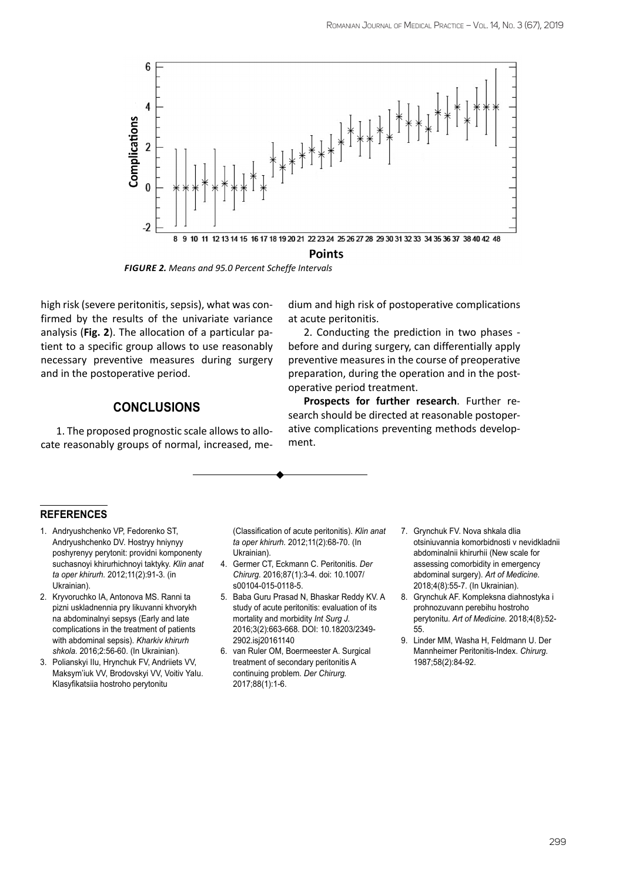Complications

6
4
2
0
-2

8 9 10 11 12 13 14 15 16 17 18 19 20 21 22 23 24 25 26 27 28 29 30 31 32 33 34 35 36 37 38 40 42 48

Points

*FIGURE 2. Means and 95.0 Percent Scheffe Intervals*

high risk (severe peritonitis, sepsis), what was confirmed by the results of the univariate variance analysis (**Fig. 2**). The allocation of a particular patient to a specific group allows to use reasonably necessary preventive measures during surgery and in the postoperative period.

## CONCLUSIONS

1. The proposed prognostic scale allows to allocate reasonably groups of normal, increased, medium and high risk of postoperative complications at acute peritonitis.

2. Conducting the prediction in two phases - before and during surgery, can differentially apply preventive measures in the course of preoperative preparation, during the operation and in the postoperative period treatment.

**Prospects for further research**. Further research should be directed at reasonable postoperative complications preventing methods development.

## REFERENCES

1. Andryushchenko VP, Fedorenko ST, Andryushchenko DV. Hostryy hniynyy poshyrenyy perytonit: providni komponenty suchasnoyi khirurhichnoyi taktyky. *Klin anat ta oper khirurh.* 2012;11(2):91-3. (in Ukrainian).
2. Kryvoruchko IA, Antonova MS. Ranni ta pizni uskladnennia pry likuvanni khvorykh na abdominalnyi sepsys (Early and late complications in the treatment of patients with abdominal sepsis). *Kharkiv khirurh shkola.* 2016;2:56-60. (In Ukrainian).
3. Polianskyi IIu, Hrynchuk FV, Andriiets VV, Maksym'iuk VV, Brodovskyi VV, Voitiv YaIu. Klasyfikatsiia hostroho perytonitu (Classification of acute peritonitis). *Klin anat ta oper khirurh.* 2012;11(2):68-70. (In Ukrainian).
4. Germer CT, Eckmann C. Peritonitis. *Der Chirurg.* 2016;87(1):3-4. doi: 10.1007/s00104-015-0118-5.
5. Baba Guru Prasad N, Bhaskar Reddy KV. A study of acute peritonitis: evaluation of its mortality and morbidity *Int Surg J.* 2016;3(2):663-668. DOI: 10.18203/2349-2902.isj20161140
6. van Ruler OM, Boermeester A. Surgical treatment of secondary peritonitis A continuing problem. *Der Chirurg.* 2017;88(1):1-6.
7. Grynchuk FV. Nova shkala dlia otsiniuvannia komorbidnosti v nevidkladnii abdominalnii khirurhii (New scale for assessing comorbidity in emergency abdominal surgery). *Art of Medicine.* 2018;4(8):55-7. (In Ukrainian).
8. Grynchuk AF. Kompleksna diahnostyka i prohnozuvann perebihu hostroho perytonitu. *Art of Medicine.* 2018;4(8):52-55.
9. Linder MM, Washa H, Feldmann U. Der Mannheimer Peritonitis-Index. *Chirurg.* 1987;58(2):84-92.